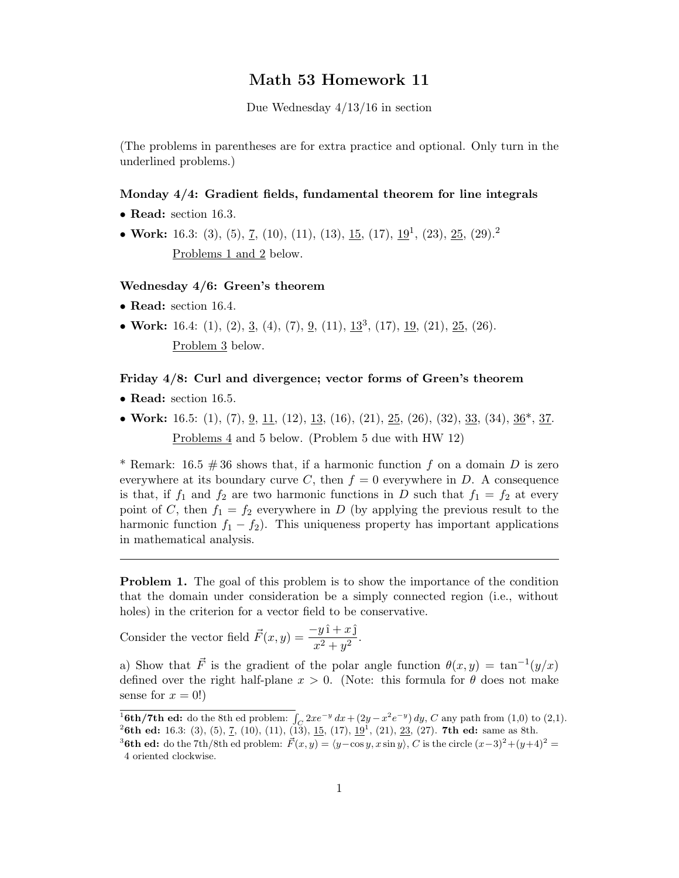# Math 53 Homework 11

Due Wednesday 4/13/16 in section

(The problems in parentheses are for extra practice and optional. Only turn in the underlined problems.)

**Monday 4/4: Gradient fields, fundamental theorem for line integrals**

- **Read:** section 16.3.
- **Work:** 16.3: (3), (5), <u>7</u>, (10), (11), (13), <u>15</u>, (17), <u>19</u>[1], (23), <u>25</u>, (29).[2]

  <u>Problems 1 and 2</u> below.

**Wednesday 4/6: Green's theorem**

- **Read:** section 16.4.
- **Work:** 16.4: (1), (2), <u>3</u>, (4), (7), <u>9</u>, (11), <u>13</u>[3], (17), <u>19</u>, (21), <u>25</u>, (26).

  <u>Problem 3</u> below.

**Friday 4/8: Curl and divergence; vector forms of Green's theorem**

- **Read:** section 16.5.
- **Work:** 16.5: (1), (7), <u>9</u>, <u>11</u>, (12), <u>13</u>, (16), (21), <u>25</u>, (26), (32), <u>33</u>, (34), <u>36</u>*, <u>37</u>.

  <u>Problems 4</u> and 5 below. (Problem 5 due with HW 12)

* Remark: 16.5 # 36 shows that, if a harmonic function $f$ on a domain $D$ is zero everywhere at its boundary curve $C$, then $f = 0$ everywhere in $D$. A consequence is that, if $f_1$ and $f_2$ are two harmonic functions in $D$ such that $f_1 = f_2$ at every point of $C$, then $f_1 = f_2$ everywhere in $D$ (by applying the previous result to the harmonic function $f_1 - f_2$). This uniqueness property has important applications in mathematical analysis.

---

**Problem 1.** The goal of this problem is to show the importance of the condition that the domain under consideration be a simply connected region (i.e., without holes) in the criterion for a vector field to be conservative.

Consider the vector field $\vec{F}(x, y) = \dfrac{-y\,\hat{\imath} + x\,\hat{\jmath}}{x^2 + y^2}$.

a) Show that $\vec{F}$ is the gradient of the polar angle function $\theta(x, y) = \tan^{-1}(y/x)$ defined over the right half-plane $x > 0$. (Note: this formula for $\theta$ does not make sense for $x = 0$!)

---

[1] **6th/7th ed:** do the 8th ed problem: $\int_C 2xe^{-y}\,dx + (2y - x^2e^{-y})\,dy$, $C$ any path from (1,0) to (2,1).

[2] **6th ed:** 16.3: (3), (5), <u>7</u>, (10), (11), (13), <u>15</u>, (17), <u>19</u>[1], (21), <u>23</u>, (27). **7th ed:** same as 8th.

[3] **6th ed:** do the 7th/8th ed problem: $\vec{F}(x, y) = \langle y - \cos y, x \sin y \rangle$, $C$ is the circle $(x-3)^2 + (y+4)^2 = 4$ oriented clockwise.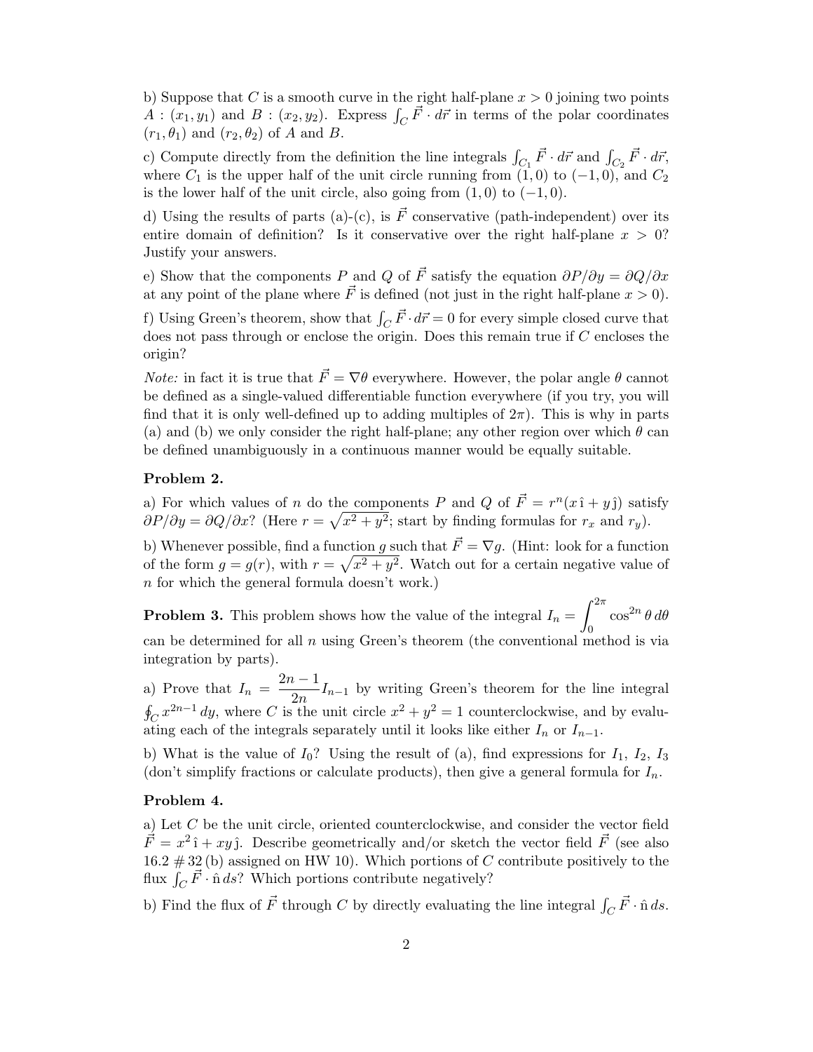b) Suppose that $C$ is a smooth curve in the right half-plane $x > 0$ joining two points $A : (x_1, y_1)$ and $B : (x_2, y_2)$. Express $\int_C \vec{F} \cdot d\vec{r}$ in terms of the polar coordinates $(r_1, \theta_1)$ and $(r_2, \theta_2)$ of $A$ and $B$.

c) Compute directly from the definition the line integrals $\int_{C_1} \vec{F} \cdot d\vec{r}$ and $\int_{C_2} \vec{F} \cdot d\vec{r}$, where $C_1$ is the upper half of the unit circle running from $(1, 0)$ to $(-1, 0)$, and $C_2$ is the lower half of the unit circle, also going from $(1, 0)$ to $(-1, 0)$.

d) Using the results of parts (a)-(c), is $\vec{F}$ conservative (path-independent) over its entire domain of definition? Is it conservative over the right half-plane $x > 0$? Justify your answers.

e) Show that the components $P$ and $Q$ of $\vec{F}$ satisfy the equation $\partial P/\partial y = \partial Q/\partial x$ at any point of the plane where $\vec{F}$ is defined (not just in the right half-plane $x > 0$).

f) Using Green's theorem, show that $\int_C \vec{F} \cdot d\vec{r} = 0$ for every simple closed curve that does not pass through or enclose the origin. Does this remain true if $C$ encloses the origin?

*Note:* in fact it is true that $\vec{F} = \nabla\theta$ everywhere. However, the polar angle $\theta$ cannot be defined as a single-valued differentiable function everywhere (if you try, you will find that it is only well-defined up to adding multiples of $2\pi$). This is why in parts (a) and (b) we only consider the right half-plane; any other region over which $\theta$ can be defined unambiguously in a continuous manner would be equally suitable.

**Problem 2.**

a) For which values of $n$ do the components $P$ and $Q$ of $\vec{F} = r^n(x\,\hat{\imath} + y\,\hat{\jmath})$ satisfy $\partial P/\partial y = \partial Q/\partial x$? (Here $r = \sqrt{x^2 + y^2}$; start by finding formulas for $r_x$ and $r_y$).

b) Whenever possible, find a function $g$ such that $\vec{F} = \nabla g$. (Hint: look for a function of the form $g = g(r)$, with $r = \sqrt{x^2 + y^2}$. Watch out for a certain negative value of $n$ for which the general formula doesn't work.)

**Problem 3.** This problem shows how the value of the integral $I_n = \displaystyle\int_0^{2\pi} \cos^{2n}\theta\, d\theta$ can be determined for all $n$ using Green's theorem (the conventional method is via integration by parts).

a) Prove that $I_n = \dfrac{2n-1}{2n} I_{n-1}$ by writing Green's theorem for the line integral $\oint_C x^{2n-1}\, dy$, where $C$ is the unit circle $x^2 + y^2 = 1$ counterclockwise, and by evaluating each of the integrals separately until it looks like either $I_n$ or $I_{n-1}$.

b) What is the value of $I_0$? Using the result of (a), find expressions for $I_1$, $I_2$, $I_3$ (don't simplify fractions or calculate products), then give a general formula for $I_n$.

**Problem 4.**

a) Let $C$ be the unit circle, oriented counterclockwise, and consider the vector field $\vec{F} = x^2\,\hat{\imath} + xy\,\hat{\jmath}$. Describe geometrically and/or sketch the vector field $\vec{F}$ (see also 16.2 # 32 (b) assigned on HW 10). Which portions of $C$ contribute positively to the flux $\int_C \vec{F} \cdot \hat{n}\, ds$? Which portions contribute negatively?

b) Find the flux of $\vec{F}$ through $C$ by directly evaluating the line integral $\int_C \vec{F} \cdot \hat{n}\, ds$.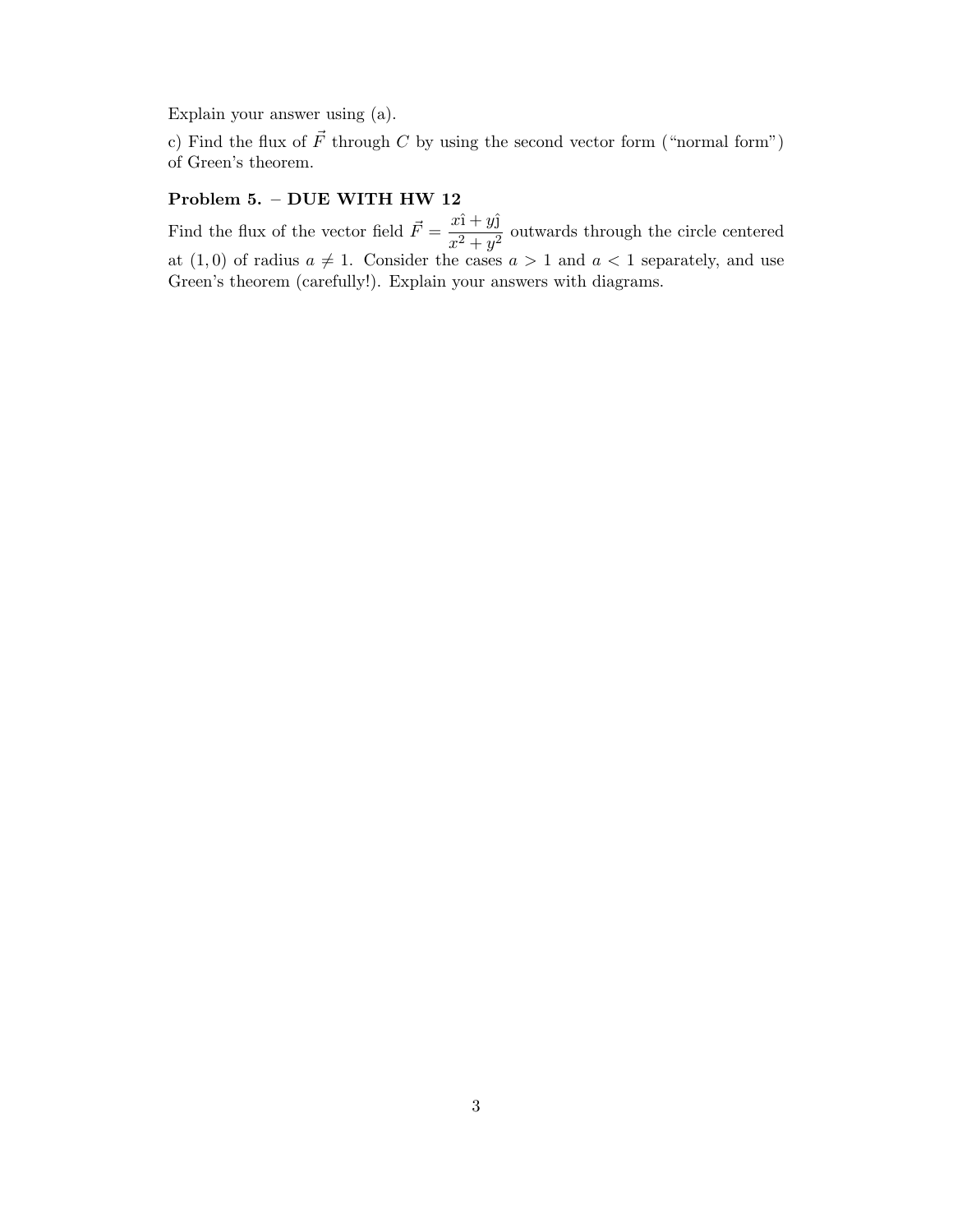Explain your answer using (a).

c) Find the flux of $\vec{F}$ through $C$ by using the second vector form ("normal form") of Green's theorem.

### Problem 5. – DUE WITH HW 12

Find the flux of the vector field $\vec{F} = \dfrac{x\hat{\imath} + y\hat{\jmath}}{x^2 + y^2}$ outwards through the circle centered at $(1, 0)$ of radius $a \neq 1$. Consider the cases $a > 1$ and $a < 1$ separately, and use Green's theorem (carefully!). Explain your answers with diagrams.